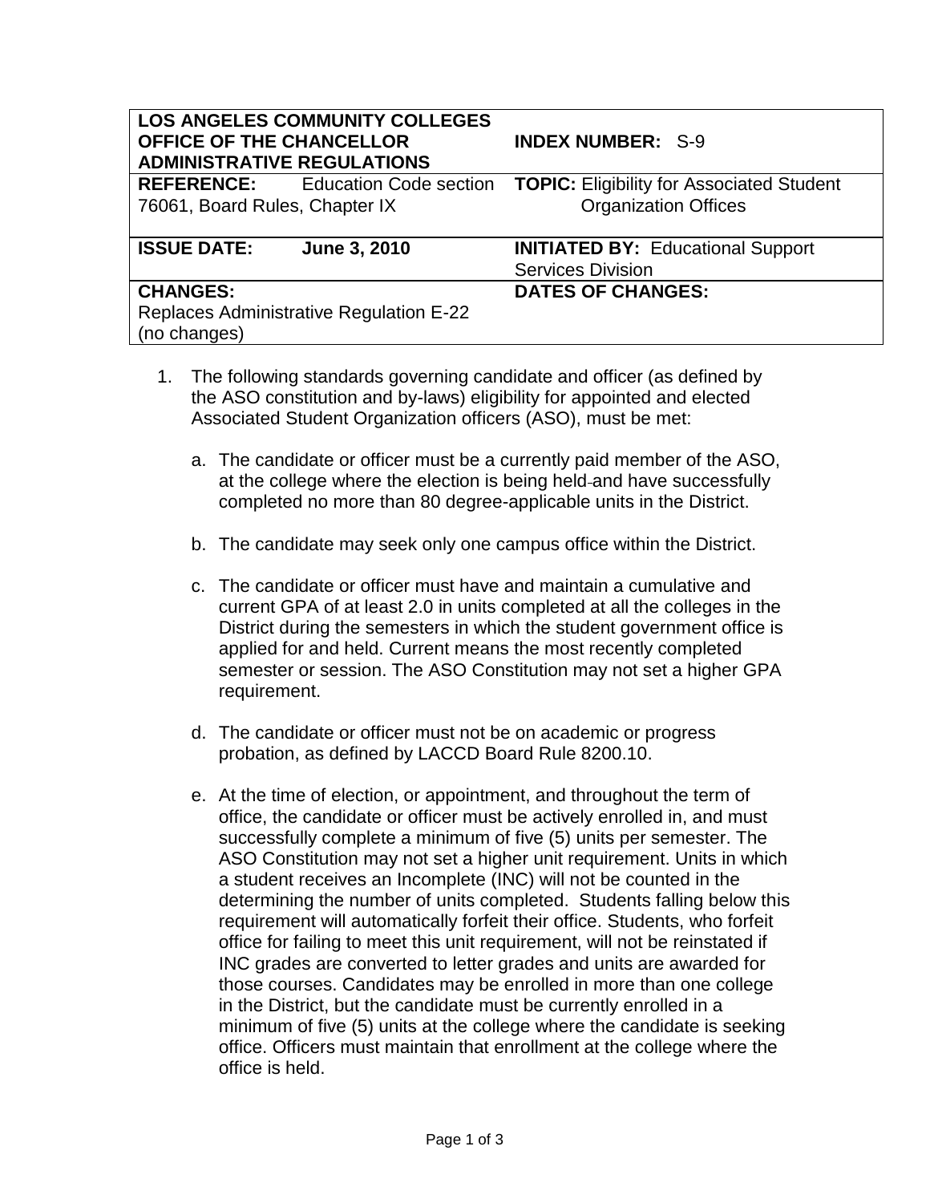| LOS ANGELES COMMUNITY COLLEGES OFFICE OF THE CHANCELLOR ADMINISTRATIVE REGULATIONS | INDEX NUMBER: S-9 |
| --- | --- |
| **REFERENCE:** Education Code section 76061, Board Rules, Chapter IX | **TOPIC:** Eligibility for Associated Student Organization Offices |
| **ISSUE DATE:** June 3, 2010 | **INITIATED BY:** Educational Support Services Division |
| **CHANGES:** Replaces Administrative Regulation E-22 (no changes) | **DATES OF CHANGES:** |

1. The following standards governing candidate and officer (as defined by the ASO constitution and by-laws) eligibility for appointed and elected Associated Student Organization officers (ASO), must be met:

   a. The candidate or officer must be a currently paid member of the ASO, at the college where the election is being held and have successfully completed no more than 80 degree-applicable units in the District.

   b. The candidate may seek only one campus office within the District.

   c. The candidate or officer must have and maintain a cumulative and current GPA of at least 2.0 in units completed at all the colleges in the District during the semesters in which the student government office is applied for and held. Current means the most recently completed semester or session. The ASO Constitution may not set a higher GPA requirement.

   d. The candidate or officer must not be on academic or progress probation, as defined by LACCD Board Rule 8200.10.

   e. At the time of election, or appointment, and throughout the term of office, the candidate or officer must be actively enrolled in, and must successfully complete a minimum of five (5) units per semester. The ASO Constitution may not set a higher unit requirement. Units in which a student receives an Incomplete (INC) will not be counted in the determining the number of units completed. Students falling below this requirement will automatically forfeit their office. Students, who forfeit office for failing to meet this unit requirement, will not be reinstated if INC grades are converted to letter grades and units are awarded for those courses. Candidates may be enrolled in more than one college in the District, but the candidate must be currently enrolled in a minimum of five (5) units at the college where the candidate is seeking office. Officers must maintain that enrollment at the college where the office is held.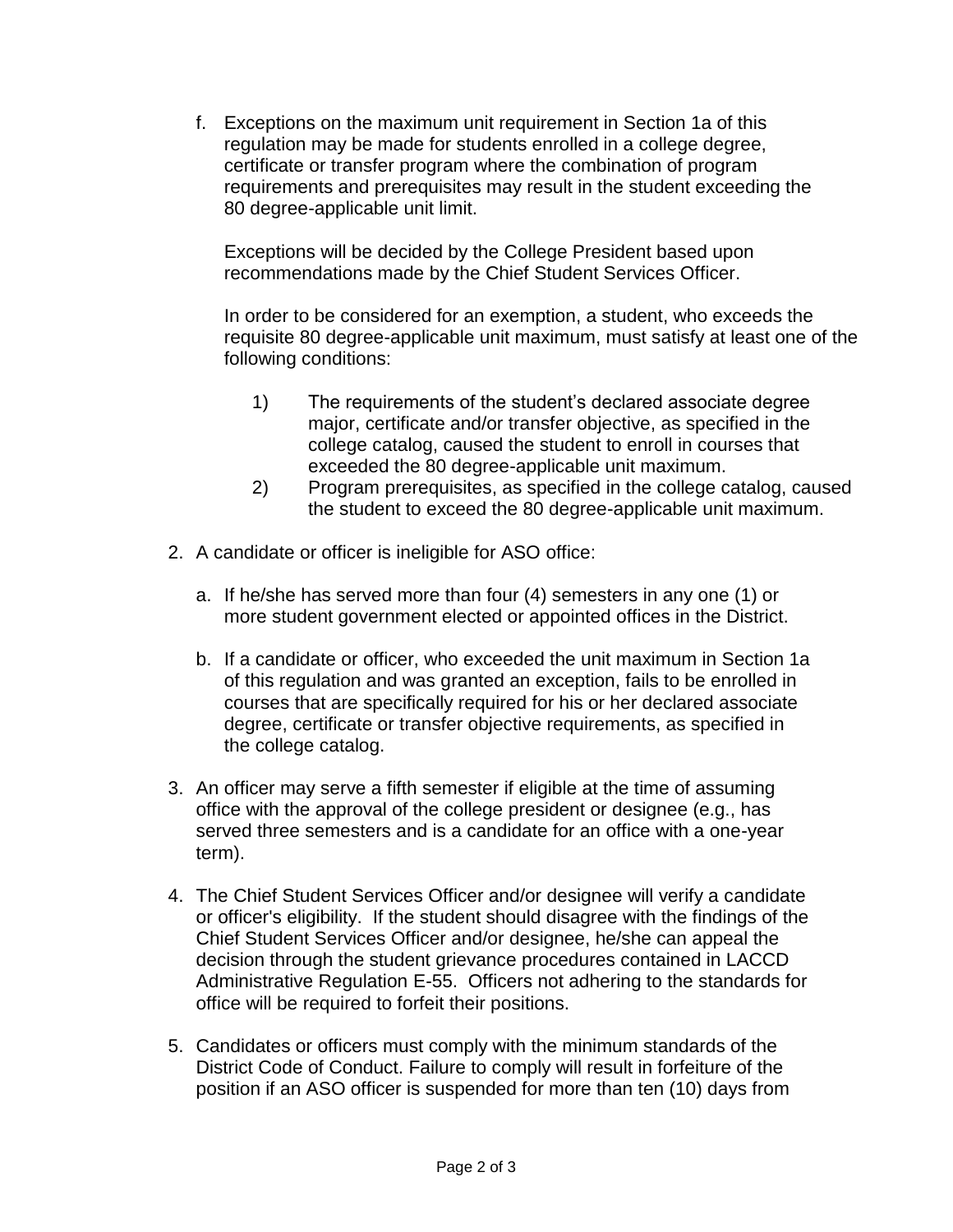f. Exceptions on the maximum unit requirement in Section 1a of this regulation may be made for students enrolled in a college degree, certificate or transfer program where the combination of program requirements and prerequisites may result in the student exceeding the 80 degree-applicable unit limit.

   Exceptions will be decided by the College President based upon recommendations made by the Chief Student Services Officer.

   In order to be considered for an exemption, a student, who exceeds the requisite 80 degree-applicable unit maximum, must satisfy at least one of the following conditions:

   1) The requirements of the student's declared associate degree major, certificate and/or transfer objective, as specified in the college catalog, caused the student to enroll in courses that exceeded the 80 degree-applicable unit maximum.
   2) Program prerequisites, as specified in the college catalog, caused the student to exceed the 80 degree-applicable unit maximum.

2. A candidate or officer is ineligible for ASO office:

   a. If he/she has served more than four (4) semesters in any one (1) or more student government elected or appointed offices in the District.

   b. If a candidate or officer, who exceeded the unit maximum in Section 1a of this regulation and was granted an exception, fails to be enrolled in courses that are specifically required for his or her declared associate degree, certificate or transfer objective requirements, as specified in the college catalog.

3. An officer may serve a fifth semester if eligible at the time of assuming office with the approval of the college president or designee (e.g., has served three semesters and is a candidate for an office with a one-year term).

4. The Chief Student Services Officer and/or designee will verify a candidate or officer's eligibility. If the student should disagree with the findings of the Chief Student Services Officer and/or designee, he/she can appeal the decision through the student grievance procedures contained in LACCD Administrative Regulation E-55. Officers not adhering to the standards for office will be required to forfeit their positions.

5. Candidates or officers must comply with the minimum standards of the District Code of Conduct. Failure to comply will result in forfeiture of the position if an ASO officer is suspended for more than ten (10) days from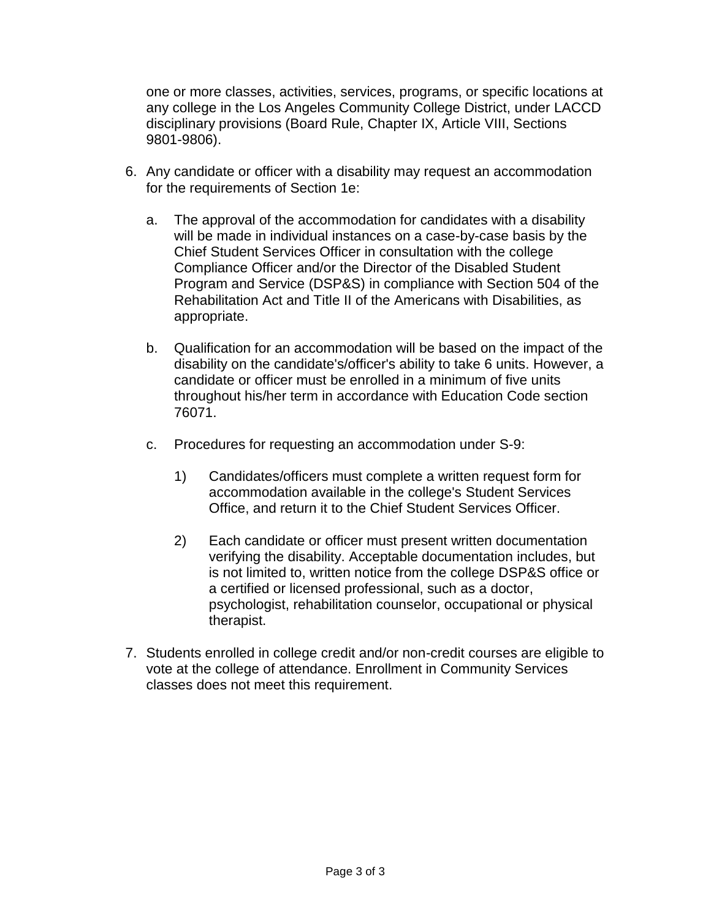one or more classes, activities, services, programs, or specific locations at any college in the Los Angeles Community College District, under LACCD disciplinary provisions (Board Rule, Chapter IX, Article VIII, Sections 9801-9806).

6. Any candidate or officer with a disability may request an accommodation for the requirements of Section 1e:

   a. The approval of the accommodation for candidates with a disability will be made in individual instances on a case-by-case basis by the Chief Student Services Officer in consultation with the college Compliance Officer and/or the Director of the Disabled Student Program and Service (DSP&S) in compliance with Section 504 of the Rehabilitation Act and Title II of the Americans with Disabilities, as appropriate.

   b. Qualification for an accommodation will be based on the impact of the disability on the candidate's/officer's ability to take 6 units. However, a candidate or officer must be enrolled in a minimum of five units throughout his/her term in accordance with Education Code section 76071.

   c. Procedures for requesting an accommodation under S-9:

      1) Candidates/officers must complete a written request form for accommodation available in the college's Student Services Office, and return it to the Chief Student Services Officer.

      2) Each candidate or officer must present written documentation verifying the disability. Acceptable documentation includes, but is not limited to, written notice from the college DSP&S office or a certified or licensed professional, such as a doctor, psychologist, rehabilitation counselor, occupational or physical therapist.

7. Students enrolled in college credit and/or non-credit courses are eligible to vote at the college of attendance. Enrollment in Community Services classes does not meet this requirement.